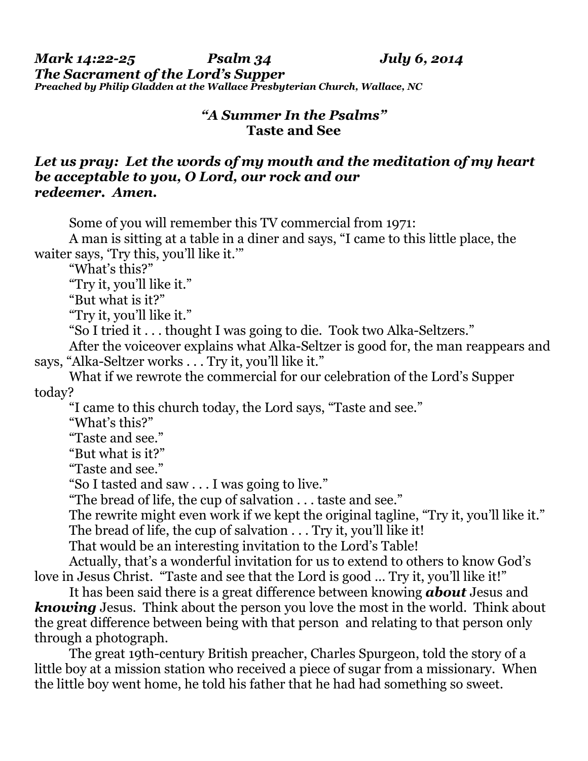***Mark 14:22-25 Psalm 34 July 6, 2014***
***The Sacrament of the Lord's Supper***
***Preached by Philip Gladden at the Wallace Presbyterian Church, Wallace, NC***

### *"A Summer In the Psalms"*
### **Taste and See**

***Let us pray: Let the words of my mouth and the meditation of my heart be acceptable to you, O Lord, our rock and our redeemer. Amen.***

Some of you will remember this TV commercial from 1971:

A man is sitting at a table in a diner and says, "I came to this little place, the waiter says, 'Try this, you'll like it.'"

"What's this?"

"Try it, you'll like it."

"But what is it?"

"Try it, you'll like it."

"So I tried it . . . thought I was going to die. Took two Alka-Seltzers."

After the voiceover explains what Alka-Seltzer is good for, the man reappears and says, "Alka-Seltzer works . . . Try it, you'll like it."

What if we rewrote the commercial for our celebration of the Lord's Supper today?

"I came to this church today, the Lord says, "Taste and see."

"What's this?"

"Taste and see."

"But what is it?"

"Taste and see."

"So I tasted and saw . . . I was going to live."

"The bread of life, the cup of salvation . . . taste and see."

The rewrite might even work if we kept the original tagline, "Try it, you'll like it."

The bread of life, the cup of salvation . . . Try it, you'll like it!

That would be an interesting invitation to the Lord's Table!

Actually, that's a wonderful invitation for us to extend to others to know God's love in Jesus Christ. "Taste and see that the Lord is good … Try it, you'll like it!"

It has been said there is a great difference between knowing ***about*** Jesus and ***knowing*** Jesus. Think about the person you love the most in the world. Think about the great difference between being with that person and relating to that person only through a photograph.

The great 19th-century British preacher, Charles Spurgeon, told the story of a little boy at a mission station who received a piece of sugar from a missionary. When the little boy went home, he told his father that he had had something so sweet.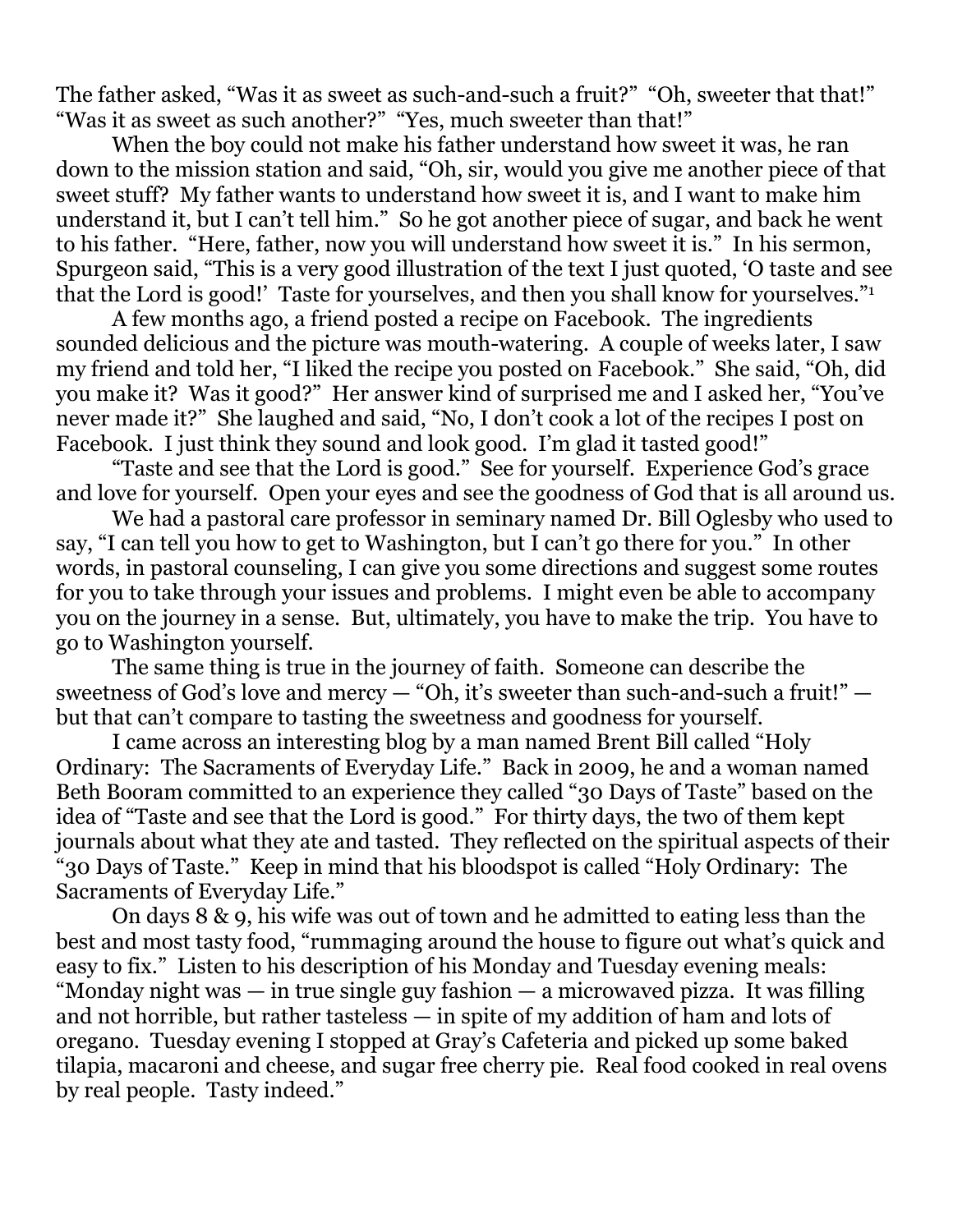The father asked, "Was it as sweet as such-and-such a fruit?" "Oh, sweeter that that!" "Was it as sweet as such another?" "Yes, much sweeter than that!"

When the boy could not make his father understand how sweet it was, he ran down to the mission station and said, "Oh, sir, would you give me another piece of that sweet stuff? My father wants to understand how sweet it is, and I want to make him understand it, but I can't tell him." So he got another piece of sugar, and back he went to his father. "Here, father, now you will understand how sweet it is." In his sermon, Spurgeon said, "This is a very good illustration of the text I just quoted, 'O taste and see that the Lord is good!' Taste for yourselves, and then you shall know for yourselves."[1]

A few months ago, a friend posted a recipe on Facebook. The ingredients sounded delicious and the picture was mouth-watering. A couple of weeks later, I saw my friend and told her, "I liked the recipe you posted on Facebook." She said, "Oh, did you make it? Was it good?" Her answer kind of surprised me and I asked her, "You've never made it?" She laughed and said, "No, I don't cook a lot of the recipes I post on Facebook. I just think they sound and look good. I'm glad it tasted good!"

"Taste and see that the Lord is good." See for yourself. Experience God's grace and love for yourself. Open your eyes and see the goodness of God that is all around us.

We had a pastoral care professor in seminary named Dr. Bill Oglesby who used to say, "I can tell you how to get to Washington, but I can't go there for you." In other words, in pastoral counseling, I can give you some directions and suggest some routes for you to take through your issues and problems. I might even be able to accompany you on the journey in a sense. But, ultimately, you have to make the trip. You have to go to Washington yourself.

The same thing is true in the journey of faith. Someone can describe the sweetness of God's love and mercy — "Oh, it's sweeter than such-and-such a fruit!" — but that can't compare to tasting the sweetness and goodness for yourself.

I came across an interesting blog by a man named Brent Bill called "Holy Ordinary: The Sacraments of Everyday Life." Back in 2009, he and a woman named Beth Booram committed to an experience they called "30 Days of Taste" based on the idea of "Taste and see that the Lord is good." For thirty days, the two of them kept journals about what they ate and tasted. They reflected on the spiritual aspects of their "30 Days of Taste." Keep in mind that his bloodspot is called "Holy Ordinary: The Sacraments of Everyday Life."

On days 8 & 9, his wife was out of town and he admitted to eating less than the best and most tasty food, "rummaging around the house to figure out what's quick and easy to fix." Listen to his description of his Monday and Tuesday evening meals: "Monday night was — in true single guy fashion — a microwaved pizza. It was filling and not horrible, but rather tasteless — in spite of my addition of ham and lots of oregano. Tuesday evening I stopped at Gray's Cafeteria and picked up some baked tilapia, macaroni and cheese, and sugar free cherry pie. Real food cooked in real ovens by real people. Tasty indeed."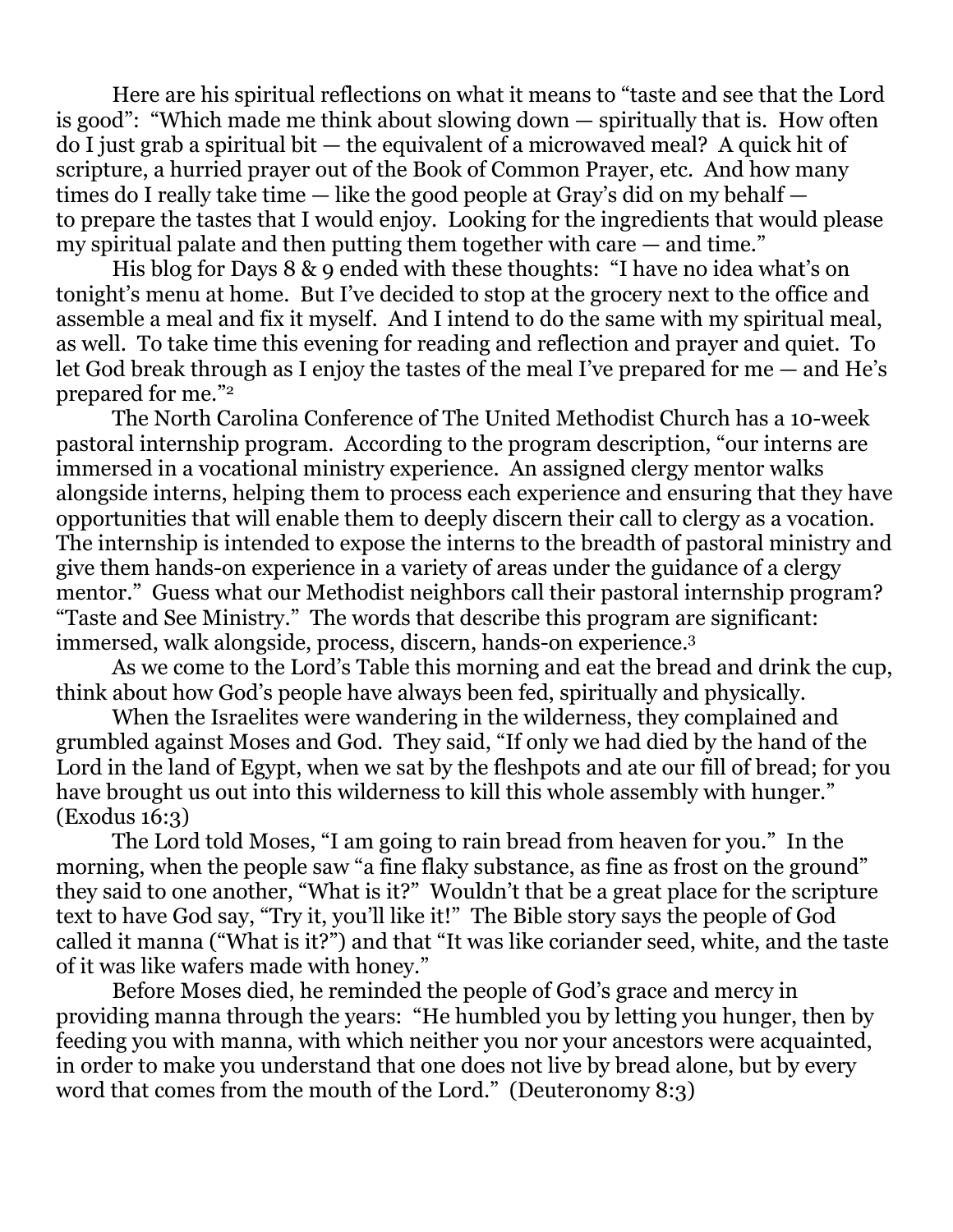Here are his spiritual reflections on what it means to "taste and see that the Lord is good": "Which made me think about slowing down — spiritually that is. How often do I just grab a spiritual bit — the equivalent of a microwaved meal? A quick hit of scripture, a hurried prayer out of the Book of Common Prayer, etc. And how many times do I really take time — like the good people at Gray's did on my behalf — to prepare the tastes that I would enjoy. Looking for the ingredients that would please my spiritual palate and then putting them together with care — and time."

His blog for Days 8 & 9 ended with these thoughts: "I have no idea what's on tonight's menu at home. But I've decided to stop at the grocery next to the office and assemble a meal and fix it myself. And I intend to do the same with my spiritual meal, as well. To take time this evening for reading and reflection and prayer and quiet. To let God break through as I enjoy the tastes of the meal I've prepared for me — and He's prepared for me."[2]

The North Carolina Conference of The United Methodist Church has a 10-week pastoral internship program. According to the program description, "our interns are immersed in a vocational ministry experience. An assigned clergy mentor walks alongside interns, helping them to process each experience and ensuring that they have opportunities that will enable them to deeply discern their call to clergy as a vocation. The internship is intended to expose the interns to the breadth of pastoral ministry and give them hands-on experience in a variety of areas under the guidance of a clergy mentor." Guess what our Methodist neighbors call their pastoral internship program? "Taste and See Ministry." The words that describe this program are significant: immersed, walk alongside, process, discern, hands-on experience.[3]

As we come to the Lord's Table this morning and eat the bread and drink the cup, think about how God's people have always been fed, spiritually and physically.

When the Israelites were wandering in the wilderness, they complained and grumbled against Moses and God. They said, "If only we had died by the hand of the Lord in the land of Egypt, when we sat by the fleshpots and ate our fill of bread; for you have brought us out into this wilderness to kill this whole assembly with hunger." (Exodus 16:3)

The Lord told Moses, "I am going to rain bread from heaven for you." In the morning, when the people saw "a fine flaky substance, as fine as frost on the ground" they said to one another, "What is it?" Wouldn't that be a great place for the scripture text to have God say, "Try it, you'll like it!" The Bible story says the people of God called it manna ("What is it?") and that "It was like coriander seed, white, and the taste of it was like wafers made with honey."

Before Moses died, he reminded the people of God's grace and mercy in providing manna through the years: "He humbled you by letting you hunger, then by feeding you with manna, with which neither you nor your ancestors were acquainted, in order to make you understand that one does not live by bread alone, but by every word that comes from the mouth of the Lord." (Deuteronomy 8:3)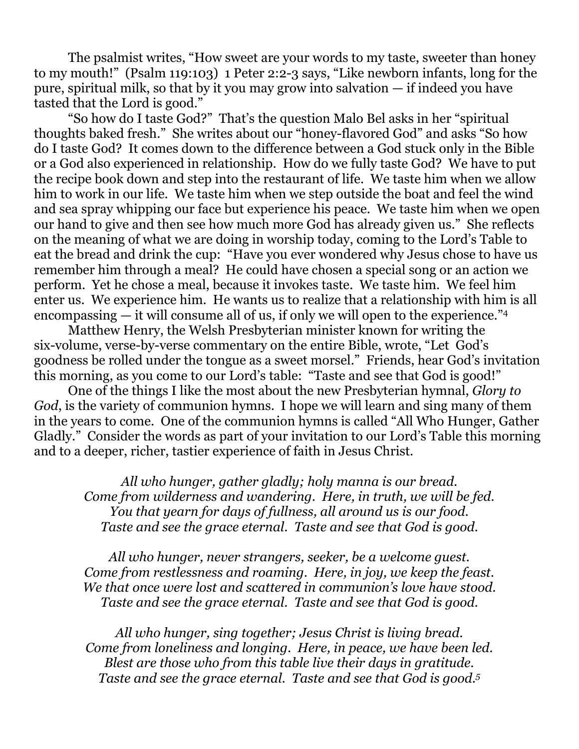The psalmist writes, "How sweet are your words to my taste, sweeter than honey to my mouth!" (Psalm 119:103) 1 Peter 2:2-3 says, "Like newborn infants, long for the pure, spiritual milk, so that by it you may grow into salvation — if indeed you have tasted that the Lord is good."

"So how do I taste God?" That's the question Malo Bel asks in her "spiritual thoughts baked fresh." She writes about our "honey-flavored God" and asks "So how do I taste God? It comes down to the difference between a God stuck only in the Bible or a God also experienced in relationship. How do we fully taste God? We have to put the recipe book down and step into the restaurant of life. We taste him when we allow him to work in our life. We taste him when we step outside the boat and feel the wind and sea spray whipping our face but experience his peace. We taste him when we open our hand to give and then see how much more God has already given us." She reflects on the meaning of what we are doing in worship today, coming to the Lord's Table to eat the bread and drink the cup: "Have you ever wondered why Jesus chose to have us remember him through a meal? He could have chosen a special song or an action we perform. Yet he chose a meal, because it invokes taste. We taste him. We feel him enter us. We experience him. He wants us to realize that a relationship with him is all encompassing — it will consume all of us, if only we will open to the experience."[4]

Matthew Henry, the Welsh Presbyterian minister known for writing the six-volume, verse-by-verse commentary on the entire Bible, wrote, "Let God's goodness be rolled under the tongue as a sweet morsel." Friends, hear God's invitation this morning, as you come to our Lord's table: "Taste and see that God is good!"

One of the things I like the most about the new Presbyterian hymnal, *Glory to God*, is the variety of communion hymns. I hope we will learn and sing many of them in the years to come. One of the communion hymns is called "All Who Hunger, Gather Gladly." Consider the words as part of your invitation to our Lord's Table this morning and to a deeper, richer, tastier experience of faith in Jesus Christ.

*All who hunger, gather gladly; holy manna is our bread.*
*Come from wilderness and wandering. Here, in truth, we will be fed.*
*You that yearn for days of fullness, all around us is our food.*
*Taste and see the grace eternal. Taste and see that God is good.*

*All who hunger, never strangers, seeker, be a welcome guest.*
*Come from restlessness and roaming. Here, in joy, we keep the feast.*
*We that once were lost and scattered in communion's love have stood.*
*Taste and see the grace eternal. Taste and see that God is good.*

*All who hunger, sing together; Jesus Christ is living bread.*
*Come from loneliness and longing. Here, in peace, we have been led.*
*Blest are those who from this table live their days in gratitude.*
*Taste and see the grace eternal. Taste and see that God is good.*[5]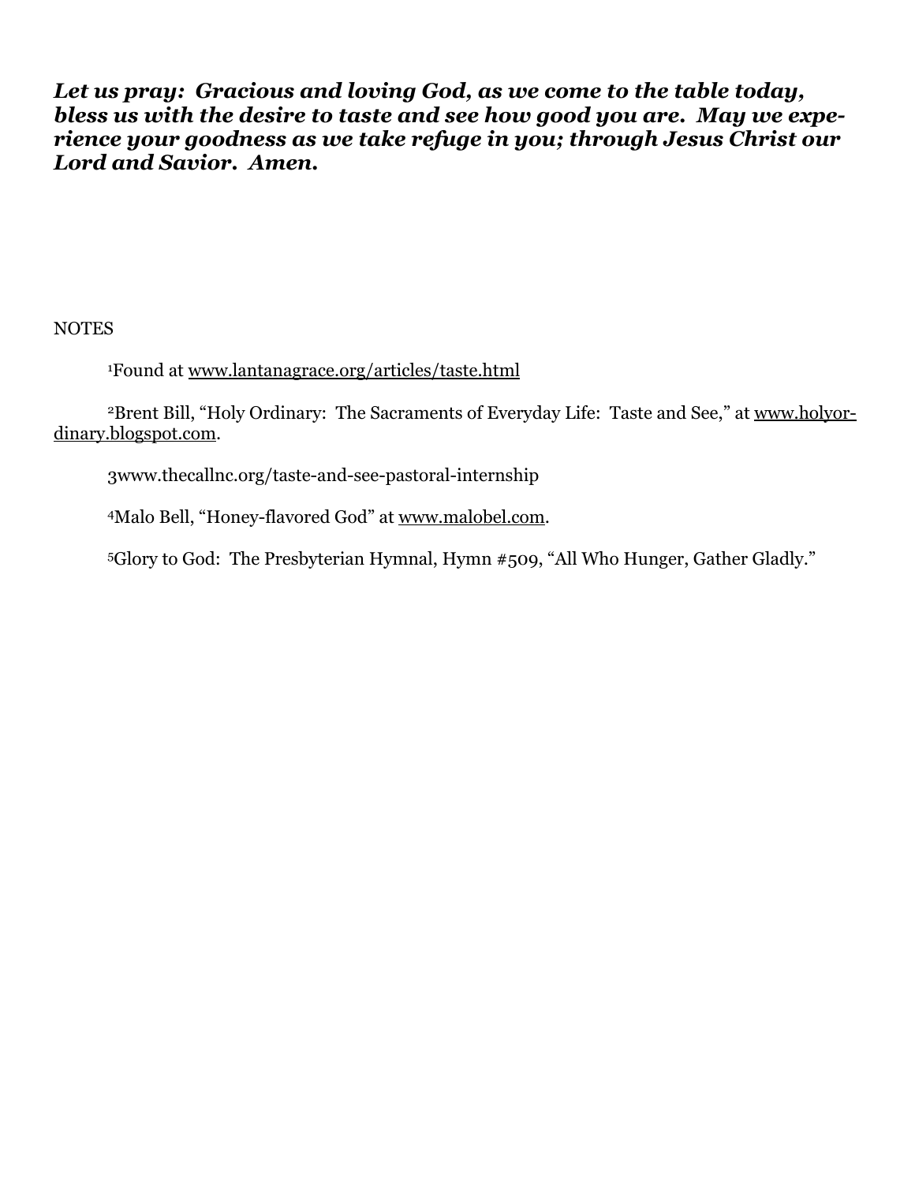***Let us pray: Gracious and loving God, as we come to the table today, bless us with the desire to taste and see how good you are. May we experience your goodness as we take refuge in you; through Jesus Christ our Lord and Savior. Amen.***

NOTES

[1]Found at www.lantanagrace.org/articles/taste.html

[2]Brent Bill, "Holy Ordinary: The Sacraments of Everyday Life: Taste and See," at www.holyordinary.blogspot.com.

3www.thecallnc.org/taste-and-see-pastoral-internship

[4]Malo Bell, "Honey-flavored God" at www.malobel.com.

[5]Glory to God: The Presbyterian Hymnal, Hymn #509, "All Who Hunger, Gather Gladly."